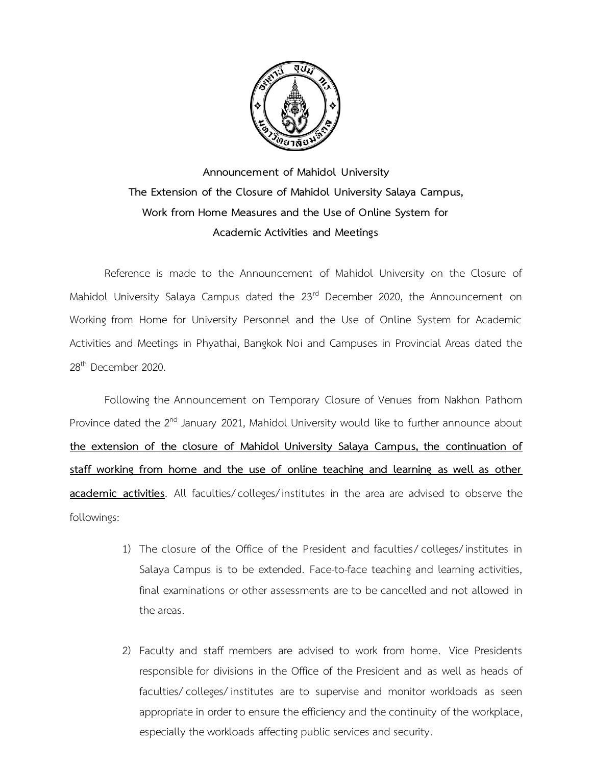**Announcement of Mahidol University**
**The Extension of the Closure of Mahidol University Salaya Campus,**
**Work from Home Measures and the Use of Online System for**
**Academic Activities and Meetings**

Reference is made to the Announcement of Mahidol University on the Closure of Mahidol University Salaya Campus dated the 23rd December 2020, the Announcement on Working from Home for University Personnel and the Use of Online System for Academic Activities and Meetings in Phyathai, Bangkok Noi and Campuses in Provincial Areas dated the 28th December 2020.

Following the Announcement on Temporary Closure of Venues from Nakhon Pathom Province dated the 2nd January 2021, Mahidol University would like to further announce about **the extension of the closure of Mahidol University Salaya Campus, the continuation of staff working from home and the use of online teaching and learning as well as other academic activities**. All faculties/colleges/institutes in the area are advised to observe the followings:

1) The closure of the Office of the President and faculties/colleges/institutes in Salaya Campus is to be extended. Face-to-face teaching and learning activities, final examinations or other assessments are to be cancelled and not allowed in the areas.

2) Faculty and staff members are advised to work from home. Vice Presidents responsible for divisions in the Office of the President and as well as heads of faculties/colleges/institutes are to supervise and monitor workloads as seen appropriate in order to ensure the efficiency and the continuity of the workplace, especially the workloads affecting public services and security.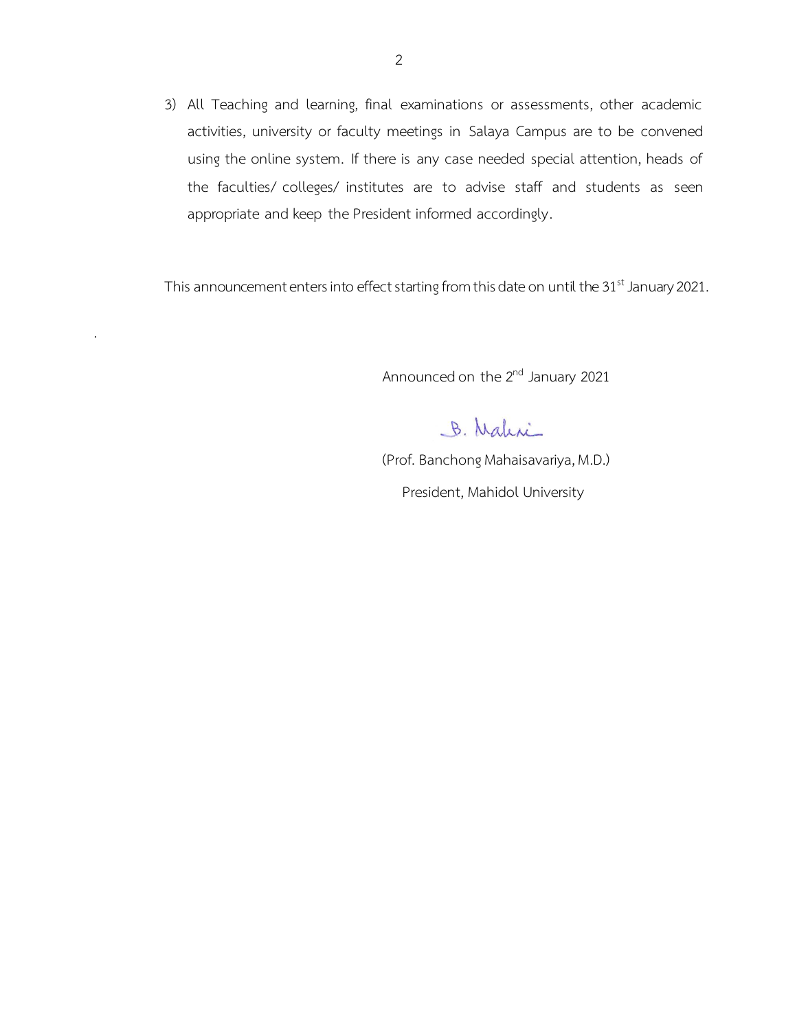3) All Teaching and learning, final examinations or assessments, other academic activities, university or faculty meetings in Salaya Campus are to be convened using the online system. If there is any case needed special attention, heads of the faculties/ colleges/ institutes are to advise staff and students as seen appropriate and keep the President informed accordingly.

This announcement enters into effect starting from this date on until the 31st January 2021.

Announced on the 2nd January 2021

B. Mahai

(Prof. Banchong Mahaisavariya, M.D.)

President, Mahidol University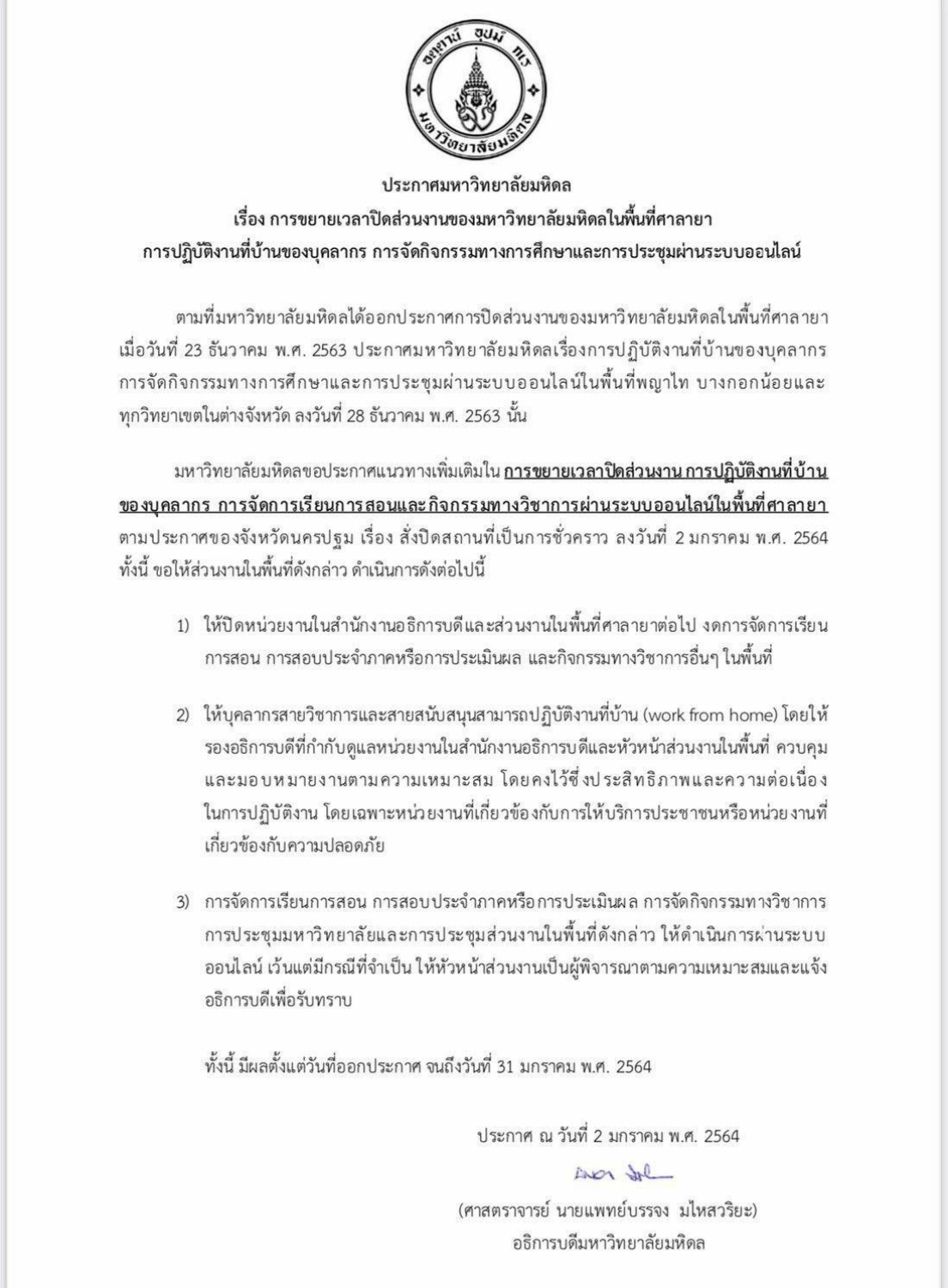**ประกาศมหาวิทยาลัยมหิดล**
**เรื่อง การขยายเวลาปิดส่วนงานของมหาวิทยาลัยมหิดลในพื้นที่ศาลายา**
**การปฏิบัติงานที่บ้านของบุคลากร การจัดกิจกรรมทางการศึกษาและการประชุมผ่านระบบออนไลน์**

ตามที่มหาวิทยาลัยมหิดลได้ออกประกาศการปิดส่วนงานของมหาวิทยาลัยมหิดลในพื้นที่ศาลายา เมื่อวันที่ 23 ธันวาคม พ.ศ. 2563 ประกาศมหาวิทยาลัยมหิดลเรื่องการปฏิบัติงานที่บ้านของบุคลากร การจัดกิจกรรมทางการศึกษาและการประชุมผ่านระบบออนไลน์ในพื้นที่พญาไท บางกอกน้อยและทุกวิทยาเขตในต่างจังหวัด ลงวันที่ 28 ธันวาคม พ.ศ. 2563 นั้น

มหาวิทยาลัยมหิดลขอประกาศแนวทางเพิ่มเติมใน **การขยายเวลาปิดส่วนงาน การปฏิบัติงานที่บ้านของบุคลากร การจัดการเรียนการสอนและกิจกรรมทางวิชาการผ่านระบบออนไลน์ในพื้นที่ศาลายา** ตามประกาศของจังหวัดนครปฐม เรื่อง สั่งปิดสถานที่เป็นการชั่วคราว ลงวันที่ 2 มกราคม พ.ศ. 2564 ทั้งนี้ ขอให้ส่วนงานในพื้นที่ดังกล่าว ดำเนินการดังต่อไปนี้

1) ให้ปิดหน่วยงานในสำนักงานอธิการบดีและส่วนงานในพื้นที่ศาลายาต่อไป งดการจัดการเรียนการสอน การสอบประจำภาคหรือการประเมินผล และกิจกรรมทางวิชาการอื่นๆ ในพื้นที่

2) ให้บุคลากรสายวิชาการและสายสนับสนุนสามารถปฏิบัติงานที่บ้าน (work from home) โดยให้รองอธิการบดีที่กำกับดูแลหน่วยงานในสำนักงานอธิการบดีและหัวหน้าส่วนงานในพื้นที่ ควบคุมและมอบหมายงานตามความเหมาะสม โดยคงไว้ซึ่งประสิทธิภาพและความต่อเนื่องในการปฏิบัติงาน โดยเฉพาะหน่วยงานที่เกี่ยวข้องกับการให้บริการประชาชนหรือหน่วยงานที่เกี่ยวข้องกับความปลอดภัย

3) การจัดการเรียนการสอน การสอบประจำภาคหรือการประเมินผล การจัดกิจกรรมทางวิชาการ การประชุมมหาวิทยาลัยและการประชุมส่วนงานในพื้นที่ดังกล่าว ให้ดำเนินการผ่านระบบออนไลน์ เว้นแต่มีกรณีที่จำเป็น ให้หัวหน้าส่วนงานเป็นผู้พิจารณาตามความเหมาะสมและแจ้งอธิการบดีเพื่อรับทราบ

ทั้งนี้ มีผลตั้งแต่วันที่ออกประกาศ จนถึงวันที่ 31 มกราคม พ.ศ. 2564

ประกาศ ณ วันที่ 2 มกราคม พ.ศ. 2564

(ศาสตราจารย์ นายแพทย์บรรจง มไหสวริยะ)
อธิการบดีมหาวิทยาลัยมหิดล